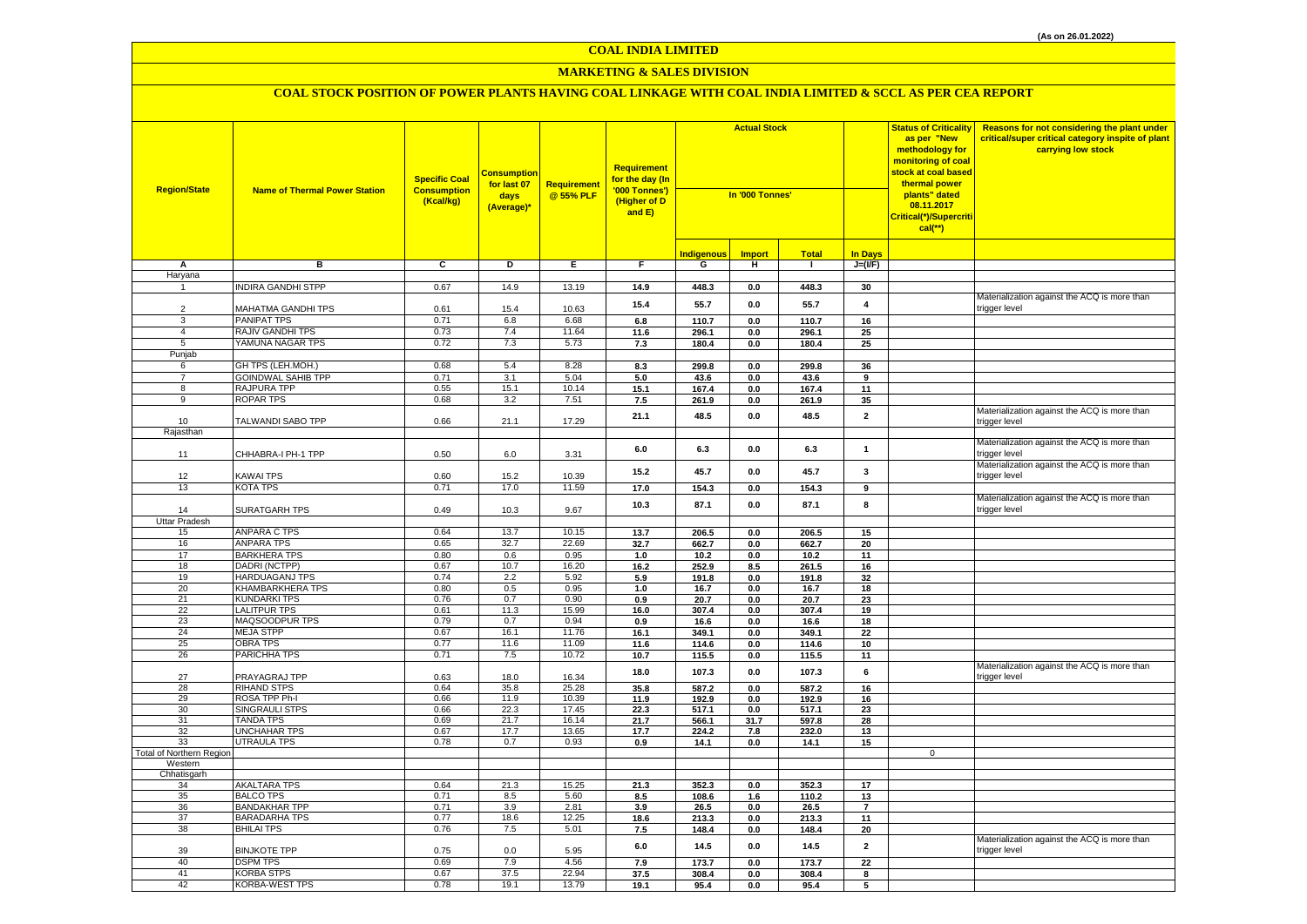(As on 26.01.2022)

# COAL INDIA LIMITED

## MARKETING & SALES DIVISION

### COAL STOCK POSITION OF POWER PLANTS HAVING COAL LINKAGE WITH COAL INDIA LIMITED & SCCL AS PER CEA REPORT

| Region/State | Name of Thermal Power Station | Specific Coal Consumption (Kcal/kg) | Consumption for last 07 days (Average)* | Requirement @ 55% PLF | Requirement for the day (In '000 Tonnes') (Higher of D and E) | Actual Stock In '000 Tonnes' | | | | Status of Criticality as per "New methodology for monitoring of coal stock at coal based thermal power plants" dated 08.11.2017 Critical(*)/Supercritical(**) | Reasons for not considering the plant under critical/super critical category inspite of plant carrying low stock |
|---|---|---|---|---|---|---|---|---|---|---|---|
| | | | | | | Indigenous | Import | Total | In Days | | |
| A | B | C | D | E | F | G | H | I | J=(I/F) | | |
| Haryana | | | | | | | | | | | |
| 1 | INDIRA GANDHI STPP | 0.67 | 14.9 | 13.19 | 14.9 | 448.3 | 0.0 | 448.3 | 30 | | |
| 2 | MAHATMA GANDHI TPS | 0.61 | 15.4 | 10.63 | 15.4 | 55.7 | 0.0 | 55.7 | 4 | | Materialization against the ACQ is more than trigger level |
| 3 | PANIPAT TPS | 0.71 | 6.8 | 6.68 | 6.8 | 110.7 | 0.0 | 110.7 | 16 | | |
| 4 | RAJIV GANDHI TPS | 0.73 | 7.4 | 11.64 | 11.6 | 296.1 | 0.0 | 296.1 | 25 | | |
| 5 | YAMUNA NAGAR TPS | 0.72 | 7.3 | 5.73 | 7.3 | 180.4 | 0.0 | 180.4 | 25 | | |
| Punjab | | | | | | | | | | | |
| 6 | GH TPS (LEH.MOH.) | 0.68 | 5.4 | 8.28 | 8.3 | 299.8 | 0.0 | 299.8 | 36 | | |
| 7 | GOINDWAL SAHIB TPP | 0.71 | 3.1 | 5.04 | 5.0 | 43.6 | 0.0 | 43.6 | 9 | | |
| 8 | RAJPURA TPP | 0.55 | 15.1 | 10.14 | 15.1 | 167.4 | 0.0 | 167.4 | 11 | | |
| 9 | ROPAR TPS | 0.68 | 3.2 | 7.51 | 7.5 | 261.9 | 0.0 | 261.9 | 35 | | |
| 10 | TALWANDI SABO TPP | 0.66 | 21.1 | 17.29 | 21.1 | 48.5 | 0.0 | 48.5 | 2 | | Materialization against the ACQ is more than trigger level |
| Rajasthan | | | | | | | | | | | |
| 11 | CHHABRA-I PH-1 TPP | 0.50 | 6.0 | 3.31 | 6.0 | 6.3 | 0.0 | 6.3 | 1 | | Materialization against the ACQ is more than trigger level |
| 12 | KAWAI TPS | 0.60 | 15.2 | 10.39 | 15.2 | 45.7 | 0.0 | 45.7 | 3 | | Materialization against the ACQ is more than trigger level |
| 13 | KOTA TPS | 0.71 | 17.0 | 11.59 | 17.0 | 154.3 | 0.0 | 154.3 | 9 | | |
| 14 | SURATGARH TPS | 0.49 | 10.3 | 9.67 | 10.3 | 87.1 | 0.0 | 87.1 | 8 | | Materialization against the ACQ is more than trigger level |
| Uttar Pradesh | | | | | | | | | | | |
| 15 | ANPARA C TPS | 0.64 | 13.7 | 10.15 | 13.7 | 206.5 | 0.0 | 206.5 | 15 | | |
| 16 | ANPARA TPS | 0.65 | 32.7 | 22.69 | 32.7 | 662.7 | 0.0 | 662.7 | 20 | | |
| 17 | BARKHERA TPS | 0.80 | 0.6 | 0.95 | 1.0 | 10.2 | 0.0 | 10.2 | 11 | | |
| 18 | DADRI (NCTPP) | 0.67 | 10.7 | 16.20 | 16.2 | 252.9 | 8.5 | 261.5 | 16 | | |
| 19 | HARDUAGANJ TPS | 0.74 | 2.2 | 5.92 | 5.9 | 191.8 | 0.0 | 191.8 | 32 | | |
| 20 | KHAMBARKHERA TPS | 0.80 | 0.5 | 0.95 | 1.0 | 16.7 | 0.0 | 16.7 | 18 | | |
| 21 | KUNDARKI TPS | 0.76 | 0.7 | 0.90 | 0.9 | 20.7 | 0.0 | 20.7 | 23 | | |
| 22 | LALITPUR TPS | 0.61 | 11.3 | 15.99 | 16.0 | 307.4 | 0.0 | 307.4 | 19 | | |
| 23 | MAQSOODPUR TPS | 0.79 | 0.7 | 0.94 | 0.9 | 16.6 | 0.0 | 16.6 | 18 | | |
| 24 | MEJA STPP | 0.67 | 16.1 | 11.76 | 16.1 | 349.1 | 0.0 | 349.1 | 22 | | |
| 25 | OBRA TPS | 0.77 | 11.6 | 11.09 | 11.6 | 114.6 | 0.0 | 114.6 | 10 | | |
| 26 | PARICHHA TPS | 0.71 | 7.5 | 10.72 | 10.7 | 115.5 | 0.0 | 115.5 | 11 | | |
| 27 | PRAYAGRAJ TPP | 0.63 | 18.0 | 16.34 | 18.0 | 107.3 | 0.0 | 107.3 | 6 | | Materialization against the ACQ is more than trigger level |
| 28 | RIHAND STPS | 0.64 | 35.8 | 25.28 | 35.8 | 587.2 | 0.0 | 587.2 | 16 | | |
| 29 | ROSA TPP Ph-I | 0.66 | 11.9 | 10.39 | 11.9 | 192.9 | 0.0 | 192.9 | 16 | | |
| 30 | SINGRAULI STPS | 0.66 | 22.3 | 17.45 | 22.3 | 517.1 | 0.0 | 517.1 | 23 | | |
| 31 | TANDA TPS | 0.69 | 21.7 | 16.14 | 21.7 | 566.1 | 31.7 | 597.8 | 28 | | |
| 32 | UNCHAHAR TPS | 0.67 | 17.7 | 13.65 | 17.7 | 224.2 | 7.8 | 232.0 | 13 | | |
| 33 | UTRAULA TPS | 0.78 | 0.7 | 0.93 | 0.9 | 14.1 | 0.0 | 14.1 | 15 | | |
| Total of Northern Region | | | | | | | | | | 0 | |
| Western | | | | | | | | | | | |
| Chhatisgarh | | | | | | | | | | | |
| 34 | AKALTARA TPS | 0.64 | 21.3 | 15.25 | 21.3 | 352.3 | 0.0 | 352.3 | 17 | | |
| 35 | BALCO TPS | 0.71 | 8.5 | 5.60 | 8.5 | 108.6 | 1.6 | 110.2 | 13 | | |
| 36 | BANDAKHAR TPP | 0.71 | 3.9 | 2.81 | 3.9 | 26.5 | 0.0 | 26.5 | 7 | | |
| 37 | BARADARHA TPS | 0.77 | 18.6 | 12.25 | 18.6 | 213.3 | 0.0 | 213.3 | 11 | | |
| 38 | BHILAI TPS | 0.76 | 7.5 | 5.01 | 7.5 | 148.4 | 0.0 | 148.4 | 20 | | |
| 39 | BINJKOTE TPP | 0.75 | 0.0 | 5.95 | 6.0 | 14.5 | 0.0 | 14.5 | 2 | | Materialization against the ACQ is more than trigger level |
| 40 | DSPM TPS | 0.69 | 7.9 | 4.56 | 7.9 | 173.7 | 0.0 | 173.7 | 22 | | |
| 41 | KORBA STPS | 0.67 | 37.5 | 22.94 | 37.5 | 308.4 | 0.0 | 308.4 | 8 | | |
| 42 | KORBA-WEST TPS | 0.78 | 19.1 | 13.79 | 19.1 | 95.4 | 0.0 | 95.4 | 5 | | |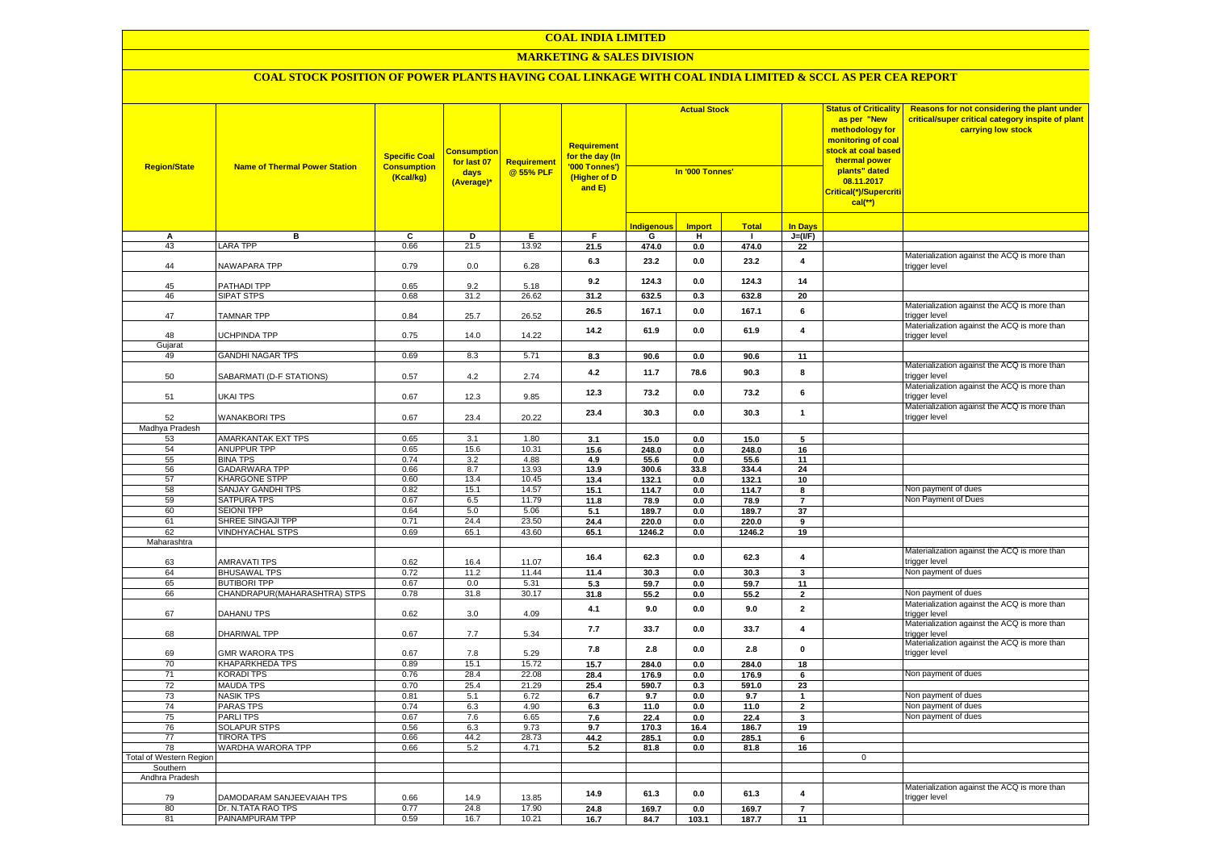# COAL INDIA LIMITED

## MARKETING & SALES DIVISION

### COAL STOCK POSITION OF POWER PLANTS HAVING COAL LINKAGE WITH COAL INDIA LIMITED & SCCL AS PER CEA REPORT

| Region/State | Name of Thermal Power Station | Specific Coal Consumption (Kcal/kg) | Consumption for last 07 days (Average)* | Requirement @ 55% PLF | Requirement for the day (In '000 Tonnes') (Higher of D and E) | Actual Stock In '000 Tonnes' | | | | Status of Criticality as per "New methodology for monitoring of coal stock at coal based thermal power plants" dated 08.11.2017 Critical(*)/Supercritical(**) | Reasons for not considering the plant under critical/super critical category inspite of plant carrying low stock |
|---|---|---|---|---|---|---|---|---|---|---|---|
| | | | | | | Indigenous | Import | Total | In Days | | |
| A | B | C | D | E | F | G | H | I | J=(I/F) | | |
| 43 | LARA TPP | 0.66 | 21.5 | 13.92 | 21.5 | 474.0 | 0.0 | 474.0 | 22 | | |
| 44 | NAWAPARA TPP | 0.79 | 0.0 | 6.28 | 6.3 | 23.2 | 0.0 | 23.2 | 4 | | Materialization against the ACQ is more than trigger level |
| 45 | PATHADI TPP | 0.65 | 9.2 | 5.18 | 9.2 | 124.3 | 0.0 | 124.3 | 14 | | |
| 46 | SIPAT STPS | 0.68 | 31.2 | 26.62 | 31.2 | 632.5 | 0.3 | 632.8 | 20 | | |
| 47 | TAMNAR TPP | 0.84 | 25.7 | 26.52 | 26.5 | 167.1 | 0.0 | 167.1 | 6 | | Materialization against the ACQ is more than trigger level |
| 48 | UCHPINDA TPP | 0.75 | 14.0 | 14.22 | 14.2 | 61.9 | 0.0 | 61.9 | 4 | | Materialization against the ACQ is more than trigger level |
| Gujarat | | | | | | | | | | | |
| 49 | GANDHI NAGAR TPS | 0.69 | 8.3 | 5.71 | 8.3 | 90.6 | 0.0 | 90.6 | 11 | | |
| 50 | SABARMATI (D-F STATIONS) | 0.57 | 4.2 | 2.74 | 4.2 | 11.7 | 78.6 | 90.3 | 8 | | Materialization against the ACQ is more than trigger level |
| 51 | UKAI TPS | 0.67 | 12.3 | 9.85 | 12.3 | 73.2 | 0.0 | 73.2 | 6 | | Materialization against the ACQ is more than trigger level |
| 52 | WANAKBORI TPS | 0.67 | 23.4 | 20.22 | 23.4 | 30.3 | 0.0 | 30.3 | 1 | | Materialization against the ACQ is more than trigger level |
| Madhya Pradesh | | | | | | | | | | | |
| 53 | AMARKANTAK EXT TPS | 0.65 | 3.1 | 1.80 | 3.1 | 15.0 | 0.0 | 15.0 | 5 | | |
| 54 | ANUPPUR TPP | 0.65 | 15.6 | 10.31 | 15.6 | 248.0 | 0.0 | 248.0 | 16 | | |
| 55 | BINA TPS | 0.74 | 3.2 | 4.88 | 4.9 | 55.6 | 0.0 | 55.6 | 11 | | |
| 56 | GADARWARA TPP | 0.66 | 8.7 | 13.93 | 13.9 | 300.6 | 33.8 | 334.4 | 24 | | |
| 57 | KHARGONE STPP | 0.60 | 13.4 | 10.45 | 13.4 | 132.1 | 0.0 | 132.1 | 10 | | |
| 58 | SANJAY GANDHI TPS | 0.82 | 15.1 | 14.57 | 15.1 | 114.7 | 0.0 | 114.7 | 8 | | Non payment of dues |
| 59 | SATPURA TPS | 0.67 | 6.5 | 11.79 | 11.8 | 78.9 | 0.0 | 78.9 | 7 | | Non Payment of Dues |
| 60 | SEIONI TPP | 0.64 | 5.0 | 5.06 | 5.1 | 189.7 | 0.0 | 189.7 | 37 | | |
| 61 | SHREE SINGAJI TPP | 0.71 | 24.4 | 23.50 | 24.4 | 220.0 | 0.0 | 220.0 | 9 | | |
| 62 | VINDHYACHAL STPS | 0.69 | 65.1 | 43.60 | 65.1 | 1246.2 | 0.0 | 1246.2 | 19 | | |
| Maharashtra | | | | | | | | | | | |
| 63 | AMRAVATI TPS | 0.62 | 16.4 | 11.07 | 16.4 | 62.3 | 0.0 | 62.3 | 4 | | Materialization against the ACQ is more than trigger level |
| 64 | BHUSAWAL TPS | 0.72 | 11.2 | 11.44 | 11.4 | 30.3 | 0.0 | 30.3 | 3 | | Non payment of dues |
| 65 | BUTIBORI TPP | 0.67 | 0.0 | 5.31 | 5.3 | 59.7 | 0.0 | 59.7 | 11 | | |
| 66 | CHANDRAPUR(MAHARASHTRA) STPS | 0.78 | 31.8 | 30.17 | 31.8 | 55.2 | 0.0 | 55.2 | 2 | | Non payment of dues |
| 67 | DAHANU TPS | 0.62 | 3.0 | 4.09 | 4.1 | 9.0 | 0.0 | 9.0 | 2 | | Materialization against the ACQ is more than trigger level |
| 68 | DHARIWAL TPP | 0.67 | 7.7 | 5.34 | 7.7 | 33.7 | 0.0 | 33.7 | 4 | | Materialization against the ACQ is more than trigger level |
| 69 | GMR WARORA TPS | 0.67 | 7.8 | 5.29 | 7.8 | 2.8 | 0.0 | 2.8 | 0 | | Materialization against the ACQ is more than trigger level |
| 70 | KHAPARKHEDA TPS | 0.89 | 15.1 | 15.72 | 15.7 | 284.0 | 0.0 | 284.0 | 18 | | |
| 71 | KORADI TPS | 0.76 | 28.4 | 22.08 | 28.4 | 176.9 | 0.0 | 176.9 | 6 | | Non payment of dues |
| 72 | MAUDA TPS | 0.70 | 25.4 | 21.29 | 25.4 | 590.7 | 0.3 | 591.0 | 23 | | |
| 73 | NASIK TPS | 0.81 | 5.1 | 6.72 | 6.7 | 9.7 | 0.0 | 9.7 | 1 | | Non payment of dues |
| 74 | PARAS TPS | 0.74 | 6.3 | 4.90 | 6.3 | 11.0 | 0.0 | 11.0 | 2 | | Non payment of dues |
| 75 | PARLI TPS | 0.67 | 7.6 | 6.65 | 7.6 | 22.4 | 0.0 | 22.4 | 3 | | Non payment of dues |
| 76 | SOLAPUR STPS | 0.56 | 6.3 | 9.73 | 9.7 | 170.3 | 16.4 | 186.7 | 19 | | |
| 77 | TIRORA TPS | 0.66 | 44.2 | 28.73 | 44.2 | 285.1 | 0.0 | 285.1 | 6 | | |
| 78 | WARDHA WARORA TPP | 0.66 | 5.2 | 4.71 | 5.2 | 81.8 | 0.0 | 81.8 | 16 | | |
| Total of Western Region | | | | | | | | | | 0 | |
| Southern | | | | | | | | | | | |
| Andhra Pradesh | | | | | | | | | | | |
| 79 | DAMODARAM SANJEEVAIAH TPS | 0.66 | 14.9 | 13.85 | 14.9 | 61.3 | 0.0 | 61.3 | 4 | | Materialization against the ACQ is more than trigger level |
| 80 | Dr. N.TATA RAO TPS | 0.77 | 24.8 | 17.90 | 24.8 | 169.7 | 0.0 | 169.7 | 7 | | |
| 81 | PAINAMPURAM TPP | 0.59 | 16.7 | 10.21 | 16.7 | 84.7 | 103.1 | 187.7 | 11 | | |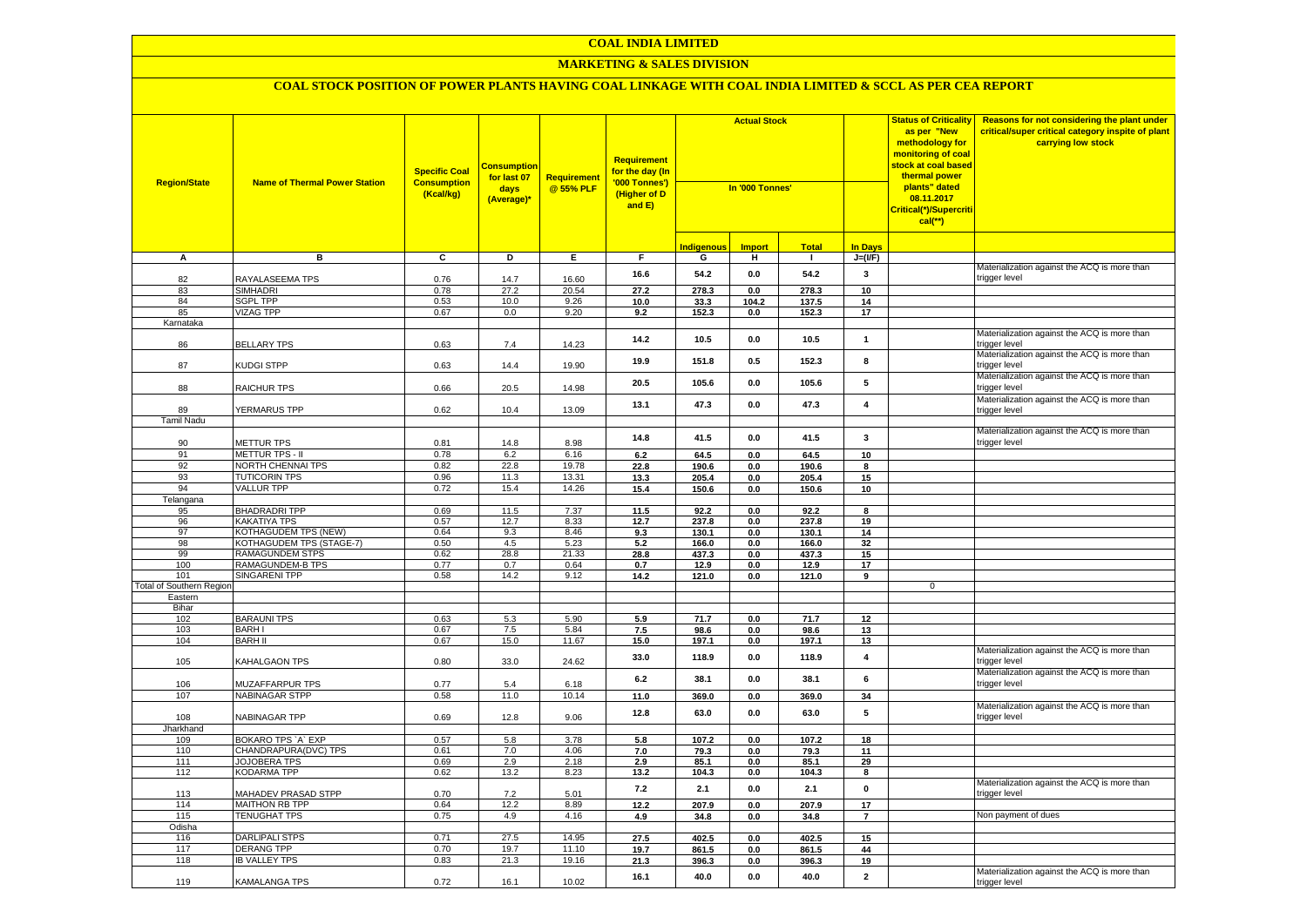# COAL INDIA LIMITED

## MARKETING & SALES DIVISION

### COAL STOCK POSITION OF POWER PLANTS HAVING COAL LINKAGE WITH COAL INDIA LIMITED & SCCL AS PER CEA REPORT

| Region/State | Name of Thermal Power Station | Specific Coal Consumption (Kcal/kg) | Consumption for last 07 days (Average)* | Requirement @ 55% PLF | Requirement for the day (In '000 Tonnes') (Higher of D and E) | Actual Stock In '000 Tonnes' | | | | Status of Criticality as per "New methodology for monitoring of coal stock at coal based thermal power plants" dated 08.11.2017 Critical(*)/Supercritical(**) | Reasons for not considering the plant under critical/super critical category inspite of plant carrying low stock |
|---|---|---|---|---|---|---|---|---|---|---|---|
| | | | | | | Indigenous | Import | Total | In Days | | |
| A | B | C | D | E | F | G | H | I | J=(I/F) | | |
| 82 | RAYALASEEMA TPS | 0.76 | 14.7 | 16.60 | 16.6 | 54.2 | 0.0 | 54.2 | 3 | | Materialization against the ACQ is more than trigger level |
| 83 | SIMHADRI | 0.78 | 27.2 | 20.54 | 27.2 | 278.3 | 0.0 | 278.3 | 10 | | |
| 84 | SGPL TPP | 0.53 | 10.0 | 9.26 | 10.0 | 33.3 | 104.2 | 137.5 | 14 | | |
| 85 | VIZAG TPP | 0.67 | 0.0 | 9.20 | 9.2 | 152.3 | 0.0 | 152.3 | 17 | | |
| Karnataka | | | | | | | | | | | |
| 86 | BELLARY TPS | 0.63 | 7.4 | 14.23 | 14.2 | 10.5 | 0.0 | 10.5 | 1 | | Materialization against the ACQ is more than trigger level |
| 87 | KUDGI STPP | 0.63 | 14.4 | 19.90 | 19.9 | 151.8 | 0.5 | 152.3 | 8 | | Materialization against the ACQ is more than trigger level |
| 88 | RAICHUR TPS | 0.66 | 20.5 | 14.98 | 20.5 | 105.6 | 0.0 | 105.6 | 5 | | Materialization against the ACQ is more than trigger level |
| 89 | YERMARUS TPP | 0.62 | 10.4 | 13.09 | 13.1 | 47.3 | 0.0 | 47.3 | 4 | | Materialization against the ACQ is more than trigger level |
| Tamil Nadu | | | | | | | | | | | |
| 90 | METTUR TPS | 0.81 | 14.8 | 8.98 | 14.8 | 41.5 | 0.0 | 41.5 | 3 | | Materialization against the ACQ is more than trigger level |
| 91 | METTUR TPS - II | 0.78 | 6.2 | 6.16 | 6.2 | 64.5 | 0.0 | 64.5 | 10 | | |
| 92 | NORTH CHENNAI TPS | 0.82 | 22.8 | 19.78 | 22.8 | 190.6 | 0.0 | 190.6 | 8 | | |
| 93 | TUTICORIN TPS | 0.96 | 11.3 | 13.31 | 13.3 | 205.4 | 0.0 | 205.4 | 15 | | |
| 94 | VALLUR TPP | 0.72 | 15.4 | 14.26 | 15.4 | 150.6 | 0.0 | 150.6 | 10 | | |
| Telangana | | | | | | | | | | | |
| 95 | BHADRADRI TPP | 0.69 | 11.5 | 7.37 | 11.5 | 92.2 | 0.0 | 92.2 | 8 | | |
| 96 | KAKATIYA TPS | 0.57 | 12.7 | 8.33 | 12.7 | 237.8 | 0.0 | 237.8 | 19 | | |
| 97 | KOTHAGUDEM TPS (NEW) | 0.64 | 9.3 | 8.46 | 9.3 | 130.1 | 0.0 | 130.1 | 14 | | |
| 98 | KOTHAGUDEM TPS (STAGE-7) | 0.50 | 4.5 | 5.23 | 5.2 | 166.0 | 0.0 | 166.0 | 32 | | |
| 99 | RAMAGUNDEM STPS | 0.62 | 28.8 | 21.33 | 28.8 | 437.3 | 0.0 | 437.3 | 15 | | |
| 100 | RAMAGUNDEM-B TPS | 0.77 | 0.7 | 0.64 | 0.7 | 12.9 | 0.0 | 12.9 | 17 | | |
| 101 | SINGARENI TPP | 0.58 | 14.2 | 9.12 | 14.2 | 121.0 | 0.0 | 121.0 | 9 | | |
| Total of Southern Region | | | | | | | | | | 0 | |
| Eastern | | | | | | | | | | | |
| Bihar | | | | | | | | | | | |
| 102 | BARAUNI TPS | 0.63 | 5.3 | 5.90 | 5.9 | 71.7 | 0.0 | 71.7 | 12 | | |
| 103 | BARH I | 0.67 | 7.5 | 5.84 | 7.5 | 98.6 | 0.0 | 98.6 | 13 | | |
| 104 | BARH II | 0.67 | 15.0 | 11.67 | 15.0 | 197.1 | 0.0 | 197.1 | 13 | | |
| 105 | KAHALGAON TPS | 0.80 | 33.0 | 24.62 | 33.0 | 118.9 | 0.0 | 118.9 | 4 | | Materialization against the ACQ is more than trigger level |
| 106 | MUZAFFARPUR TPS | 0.77 | 5.4 | 6.18 | 6.2 | 38.1 | 0.0 | 38.1 | 6 | | Materialization against the ACQ is more than trigger level |
| 107 | NABINAGAR STPP | 0.58 | 11.0 | 10.14 | 11.0 | 369.0 | 0.0 | 369.0 | 34 | | |
| 108 | NABINAGAR TPP | 0.69 | 12.8 | 9.06 | 12.8 | 63.0 | 0.0 | 63.0 | 5 | | Materialization against the ACQ is more than trigger level |
| Jharkhand | | | | | | | | | | | |
| 109 | BOKARO TPS `A` EXP | 0.57 | 5.8 | 3.78 | 5.8 | 107.2 | 0.0 | 107.2 | 18 | | |
| 110 | CHANDRAPURA(DVC) TPS | 0.61 | 7.0 | 4.06 | 7.0 | 79.3 | 0.0 | 79.3 | 11 | | |
| 111 | JOJOBERA TPS | 0.69 | 2.9 | 2.18 | 2.9 | 85.1 | 0.0 | 85.1 | 29 | | |
| 112 | KODARMA TPP | 0.62 | 13.2 | 8.23 | 13.2 | 104.3 | 0.0 | 104.3 | 8 | | |
| 113 | MAHADEV PRASAD STPP | 0.70 | 7.2 | 5.01 | 7.2 | 2.1 | 0.0 | 2.1 | 0 | | Materialization against the ACQ is more than trigger level |
| 114 | MAITHON RB TPP | 0.64 | 12.2 | 8.89 | 12.2 | 207.9 | 0.0 | 207.9 | 17 | | |
| 115 | TENUGHAT TPS | 0.75 | 4.9 | 4.16 | 4.9 | 34.8 | 0.0 | 34.8 | 7 | | Non payment of dues |
| Odisha | | | | | | | | | | | |
| 116 | DARLIPALI STPS | 0.71 | 27.5 | 14.95 | 27.5 | 402.5 | 0.0 | 402.5 | 15 | | |
| 117 | DERANG TPP | 0.70 | 19.7 | 11.10 | 19.7 | 861.5 | 0.0 | 861.5 | 44 | | |
| 118 | IB VALLEY TPS | 0.83 | 21.3 | 19.16 | 21.3 | 396.3 | 0.0 | 396.3 | 19 | | |
| 119 | KAMALANGA TPS | 0.72 | 16.1 | 10.02 | 16.1 | 40.0 | 0.0 | 40.0 | 2 | | Materialization against the ACQ is more than trigger level |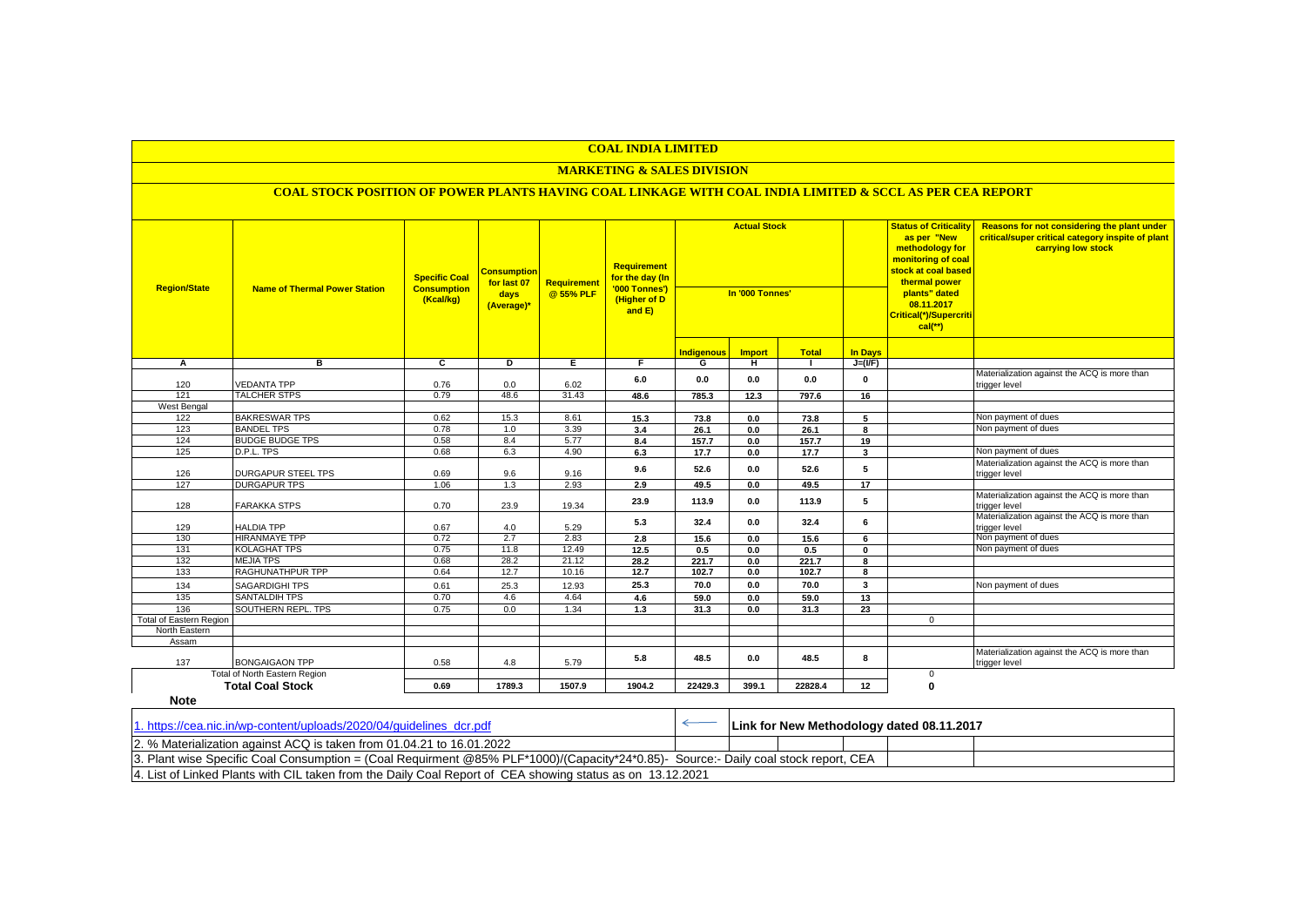# COAL INDIA LIMITED

## MARKETING & SALES DIVISION

### COAL STOCK POSITION OF POWER PLANTS HAVING COAL LINKAGE WITH COAL INDIA LIMITED & SCCL AS PER CEA REPORT

| Region/State | Name of Thermal Power Station | Specific Coal Consumption (Kcal/kg) | Consumption for last 07 days (Average)* | Requirement @ 55% PLF | Requirement for the day (In '000 Tonnes') (Higher of D and E) | Actual Stock In '000 Tonnes' | | | | Status of Criticality as per "New methodology for monitoring of coal stock at coal based thermal power plants" dated 08.11.2017 Critical(*)/Supercritical(**) | Reasons for not considering the plant under critical/super critical category inspite of plant carrying low stock |
|---|---|---|---|---|---|---|---|---|---|---|---|
| | | | | | | Indigenous | Import | Total | In Days | | |
| A | B | C | D | E | F | G | H | I | J=(I/F) | | |
| 120 | VEDANTA TPP | 0.76 | 0.0 | 6.02 | 6.0 | 0.0 | 0.0 | 0.0 | 0 | | Materialization against the ACQ is more than trigger level |
| 121 | TALCHER STPS | 0.79 | 48.6 | 31.43 | 48.6 | 785.3 | 12.3 | 797.6 | 16 | | |
| West Bengal | | | | | | | | | | | |
| 122 | BAKRESWAR TPS | 0.62 | 15.3 | 8.61 | 15.3 | 73.8 | 0.0 | 73.8 | 5 | | Non payment of dues |
| 123 | BANDEL TPS | 0.78 | 1.0 | 3.39 | 3.4 | 26.1 | 0.0 | 26.1 | 8 | | Non payment of dues |
| 124 | BUDGE BUDGE TPS | 0.58 | 8.4 | 5.77 | 8.4 | 157.7 | 0.0 | 157.7 | 19 | | |
| 125 | D.P.L. TPS | 0.68 | 6.3 | 4.90 | 6.3 | 17.7 | 0.0 | 17.7 | 3 | | Non payment of dues |
| 126 | DURGAPUR STEEL TPS | 0.69 | 9.6 | 9.16 | 9.6 | 52.6 | 0.0 | 52.6 | 5 | | Materialization against the ACQ is more than trigger level |
| 127 | DURGAPUR TPS | 1.06 | 1.3 | 2.93 | 2.9 | 49.5 | 0.0 | 49.5 | 17 | | |
| 128 | FARAKKA STPS | 0.70 | 23.9 | 19.34 | 23.9 | 113.9 | 0.0 | 113.9 | 5 | | Materialization against the ACQ is more than trigger level |
| 129 | HALDIA TPP | 0.67 | 4.0 | 5.29 | 5.3 | 32.4 | 0.0 | 32.4 | 6 | | Materialization against the ACQ is more than trigger level |
| 130 | HIRANMAYE TPP | 0.72 | 2.7 | 2.83 | 2.8 | 15.6 | 0.0 | 15.6 | 6 | | Non payment of dues |
| 131 | KOLAGHAT TPS | 0.75 | 11.8 | 12.49 | 12.5 | 0.5 | 0.0 | 0.5 | 0 | | Non payment of dues |
| 132 | MEJIA TPS | 0.68 | 28.2 | 21.12 | 28.2 | 221.7 | 0.0 | 221.7 | 8 | | |
| 133 | RAGHUNATHPUR TPP | 0.64 | 12.7 | 10.16 | 12.7 | 102.7 | 0.0 | 102.7 | 8 | | |
| 134 | SAGARDIGHI TPS | 0.61 | 25.3 | 12.93 | 25.3 | 70.0 | 0.0 | 70.0 | 3 | | Non payment of dues |
| 135 | SANTALDIH TPS | 0.70 | 4.6 | 4.64 | 4.6 | 59.0 | 0.0 | 59.0 | 13 | | |
| 136 | SOUTHERN REPL. TPS | 0.75 | 0.0 | 1.34 | 1.3 | 31.3 | 0.0 | 31.3 | 23 | | |
| Total of Eastern Region | | | | | | | | | | 0 | |
| North Eastern | | | | | | | | | | | |
| Assam | | | | | | | | | | | |
| 137 | BONGAIGAON TPP | 0.58 | 4.8 | 5.79 | 5.8 | 48.5 | 0.0 | 48.5 | 8 | | Materialization against the ACQ is more than trigger level |
| Total of North Eastern Region | | | | | | | | | | 0 | |
| **Total Coal Stock** | | 0.69 | 1789.3 | 1507.9 | 1904.2 | 22429.3 | 399.1 | 22828.4 | 12 | 0 | |

**Note**

1. https://cea.nic.in/wp-content/uploads/2020/04/guidelines_dcr.pdf ← **Link for New Methodology dated 08.11.2017**
2. % Materialization against ACQ is taken from 01.04.21 to 16.01.2022
3. Plant wise Specific Coal Consumption = (Coal Requirment @85% PLF*1000)/(Capacity*24*0.85)- Source:- Daily coal stock report, CEA
4. List of Linked Plants with CIL taken from the Daily Coal Report of CEA showing status as on 13.12.2021